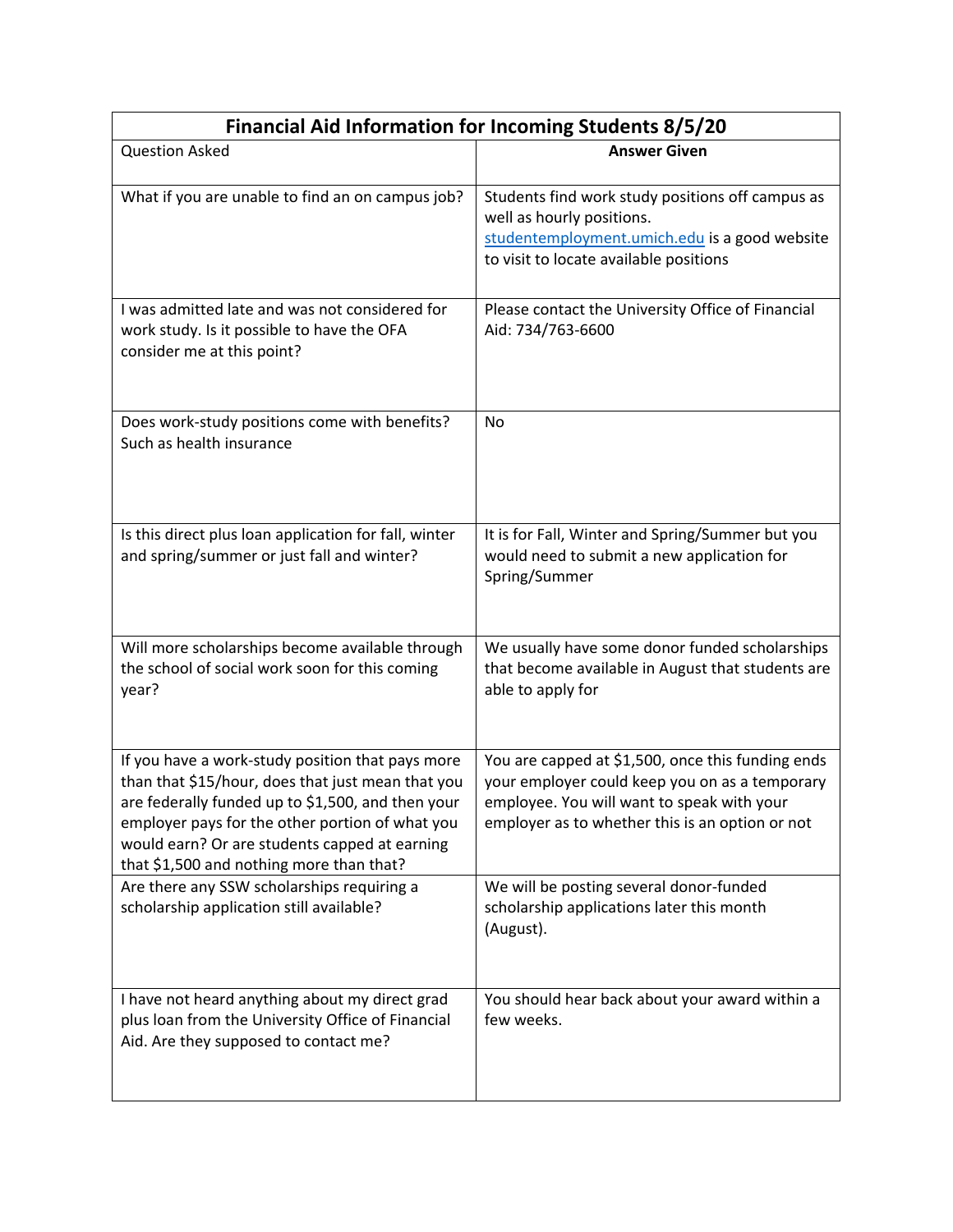| Financial Aid Information for Incoming Students 8/5/20 | |
|---|---|
| Question Asked | **Answer Given** |
| What if you are unable to find an on campus job? | Students find work study positions off campus as well as hourly positions. [studentemployment.umich.edu](http://studentemployment.umich.edu) is a good website to visit to locate available positions |
| I was admitted late and was not considered for work study. Is it possible to have the OFA consider me at this point? | Please contact the University Office of Financial Aid: 734/763-6600 |
| Does work-study positions come with benefits? Such as health insurance | No |
| Is this direct plus loan application for fall, winter and spring/summer or just fall and winter? | It is for Fall, Winter and Spring/Summer but you would need to submit a new application for Spring/Summer |
| Will more scholarships become available through the school of social work soon for this coming year? | We usually have some donor funded scholarships that become available in August that students are able to apply for |
| If you have a work-study position that pays more than that $15/hour, does that just mean that you are federally funded up to $1,500, and then your employer pays for the other portion of what you would earn? Or are students capped at earning that $1,500 and nothing more than that? | You are capped at $1,500, once this funding ends your employer could keep you on as a temporary employee. You will want to speak with your employer as to whether this is an option or not |
| Are there any SSW scholarships requiring a scholarship application still available? | We will be posting several donor-funded scholarship applications later this month (August). |
| I have not heard anything about my direct grad plus loan from the University Office of Financial Aid. Are they supposed to contact me? | You should hear back about your award within a few weeks. |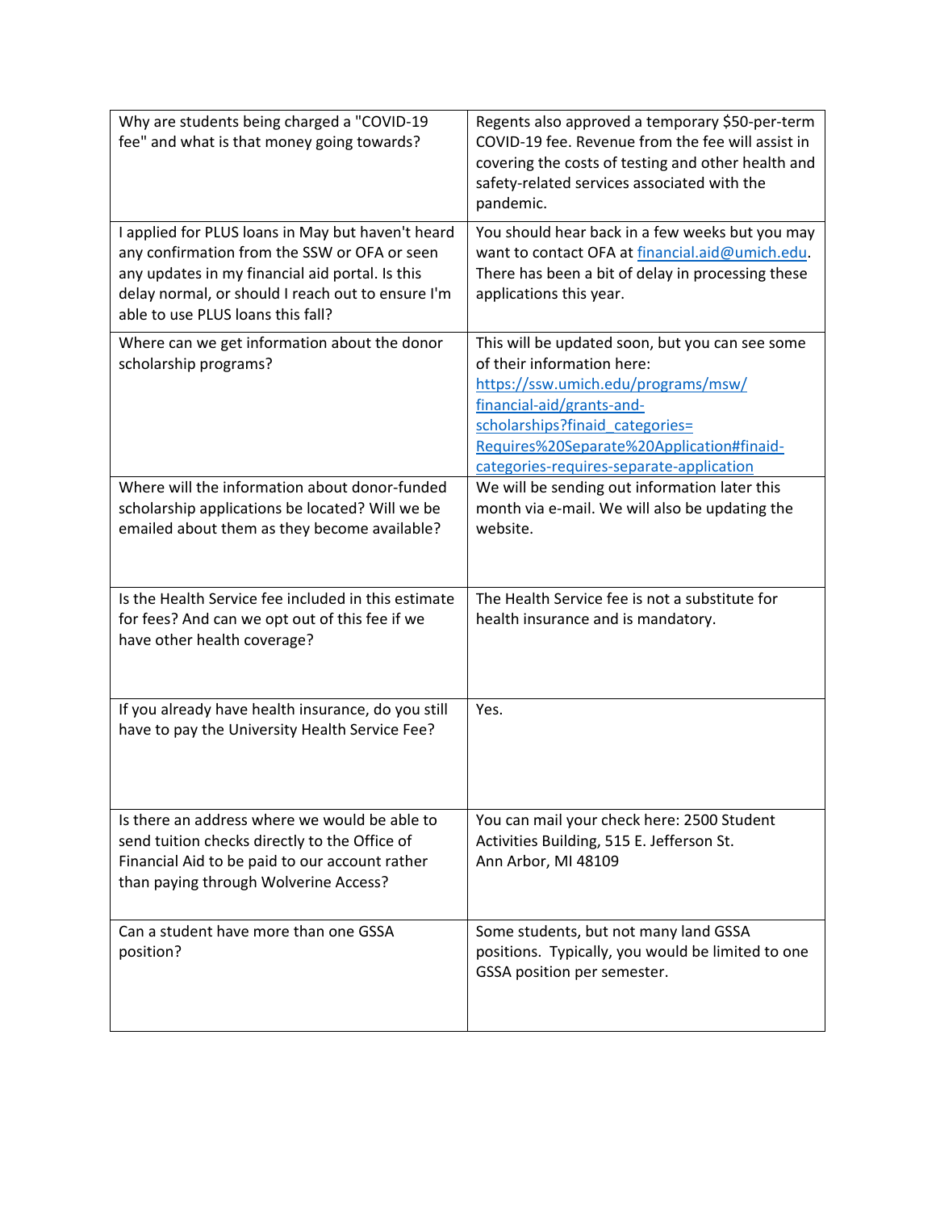| | |
|---|---|
| Why are students being charged a "COVID-19 fee" and what is that money going towards? | Regents also approved a temporary $50-per-term COVID-19 fee. Revenue from the fee will assist in covering the costs of testing and other health and safety-related services associated with the pandemic. |
| I applied for PLUS loans in May but haven't heard any confirmation from the SSW or OFA or seen any updates in my financial aid portal. Is this delay normal, or should I reach out to ensure I'm able to use PLUS loans this fall? | You should hear back in a few weeks but you may want to contact OFA at financial.aid@umich.edu. There has been a bit of delay in processing these applications this year. |
| Where can we get information about the donor scholarship programs? | This will be updated soon, but you can see some of their information here: https://ssw.umich.edu/programs/msw/financial-aid/grants-and-scholarships?finaid_categories=Requires%20Separate%20Application#finaid-categories-requires-separate-application |
| Where will the information about donor-funded scholarship applications be located? Will we be emailed about them as they become available? | We will be sending out information later this month via e-mail. We will also be updating the website. |
| Is the Health Service fee included in this estimate for fees? And can we opt out of this fee if we have other health coverage? | The Health Service fee is not a substitute for health insurance and is mandatory. |
| If you already have health insurance, do you still have to pay the University Health Service Fee? | Yes. |
| Is there an address where we would be able to send tuition checks directly to the Office of Financial Aid to be paid to our account rather than paying through Wolverine Access? | You can mail your check here: 2500 Student Activities Building, 515 E. Jefferson St. Ann Arbor, MI 48109 |
| Can a student have more than one GSSA position? | Some students, but not many land GSSA positions. Typically, you would be limited to one GSSA position per semester. |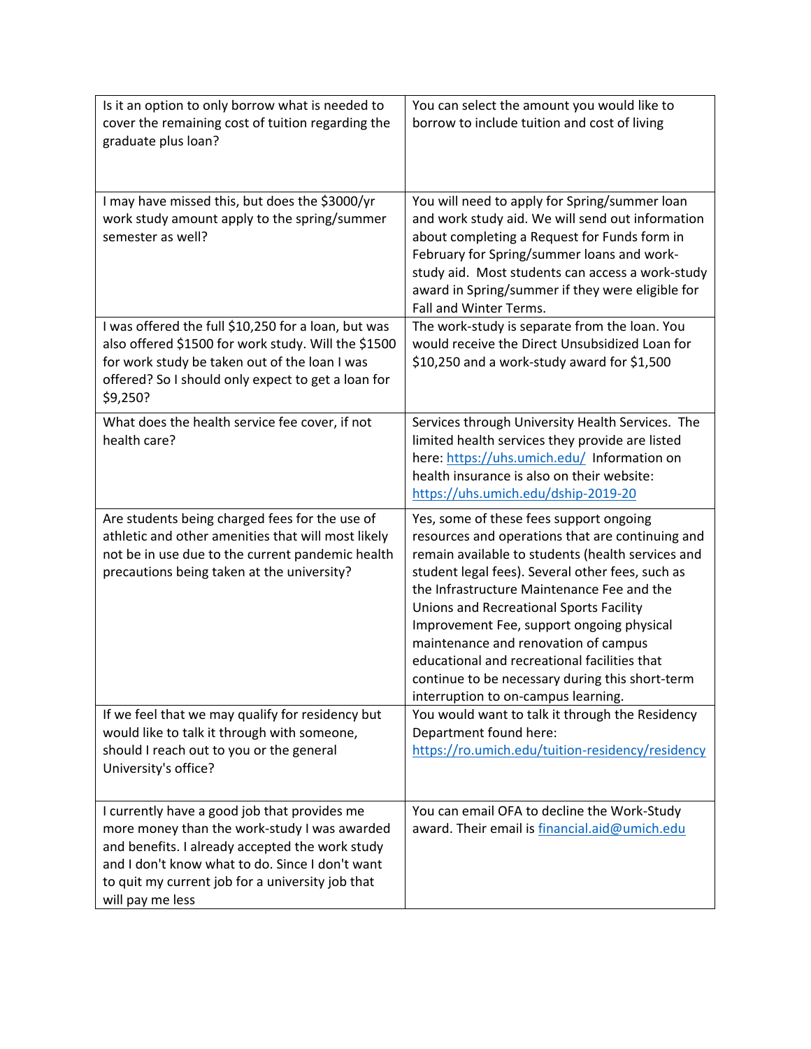| | |
|---|---|
| Is it an option to only borrow what is needed to cover the remaining cost of tuition regarding the graduate plus loan? | You can select the amount you would like to borrow to include tuition and cost of living |
| I may have missed this, but does the $3000/yr work study amount apply to the spring/summer semester as well? | You will need to apply for Spring/summer loan and work study aid. We will send out information about completing a Request for Funds form in February for Spring/summer loans and work-study aid. Most students can access a work-study award in Spring/summer if they were eligible for Fall and Winter Terms. |
| I was offered the full $10,250 for a loan, but was also offered $1500 for work study. Will the $1500 for work study be taken out of the loan I was offered? So I should only expect to get a loan for $9,250? | The work-study is separate from the loan. You would receive the Direct Unsubsidized Loan for $10,250 and a work-study award for $1,500 |
| What does the health service fee cover, if not health care? | Services through University Health Services. The limited health services they provide are listed here: [https://uhs.umich.edu/](https://uhs.umich.edu/) Information on health insurance is also on their website: [https://uhs.umich.edu/dship-2019-20](https://uhs.umich.edu/dship-2019-20) |
| Are students being charged fees for the use of athletic and other amenities that will most likely not be in use due to the current pandemic health precautions being taken at the university? | Yes, some of these fees support ongoing resources and operations that are continuing and remain available to students (health services and student legal fees). Several other fees, such as the Infrastructure Maintenance Fee and the Unions and Recreational Sports Facility Improvement Fee, support ongoing physical maintenance and renovation of campus educational and recreational facilities that continue to be necessary during this short-term interruption to on-campus learning. |
| If we feel that we may qualify for residency but would like to talk it through with someone, should I reach out to you or the general University's office? | You would want to talk it through the Residency Department found here: [https://ro.umich.edu/tuition-residency/residency](https://ro.umich.edu/tuition-residency/residency) |
| I currently have a good job that provides me more money than the work-study I was awarded and benefits. I already accepted the work study and I don't know what to do. Since I don't want to quit my current job for a university job that will pay me less | You can email OFA to decline the Work-Study award. Their email is [financial.aid@umich.edu](mailto:financial.aid@umich.edu) |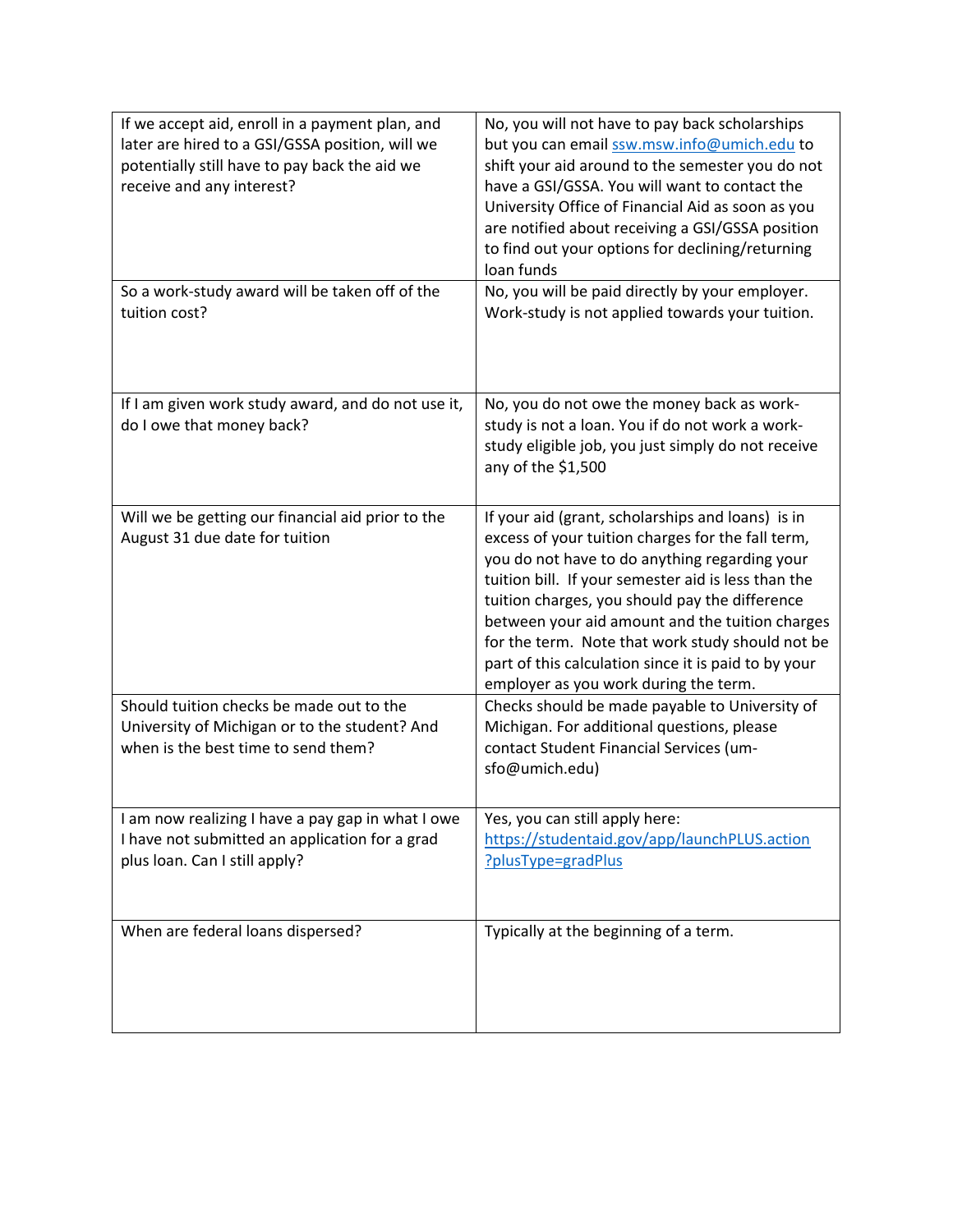| | |
|---|---|
| If we accept aid, enroll in a payment plan, and later are hired to a GSI/GSSA position, will we potentially still have to pay back the aid we receive and any interest? | No, you will not have to pay back scholarships but you can email [ssw.msw.info@umich.edu](mailto:ssw.msw.info@umich.edu) to shift your aid around to the semester you do not have a GSI/GSSA. You will want to contact the University Office of Financial Aid as soon as you are notified about receiving a GSI/GSSA position to find out your options for declining/returning loan funds |
| So a work-study award will be taken off of the tuition cost? | No, you will be paid directly by your employer. Work-study is not applied towards your tuition. |
| If I am given work study award, and do not use it, do I owe that money back? | No, you do not owe the money back as work-study is not a loan. You if do not work a work-study eligible job, you just simply do not receive any of the $1,500 |
| Will we be getting our financial aid prior to the August 31 due date for tuition | If your aid (grant, scholarships and loans) is in excess of your tuition charges for the fall term, you do not have to do anything regarding your tuition bill. If your semester aid is less than the tuition charges, you should pay the difference between your aid amount and the tuition charges for the term. Note that work study should not be part of this calculation since it is paid to by your employer as you work during the term. |
| Should tuition checks be made out to the University of Michigan or to the student? And when is the best time to send them? | Checks should be made payable to University of Michigan. For additional questions, please contact Student Financial Services (um-sfo@umich.edu) |
| I am now realizing I have a pay gap in what I owe I have not submitted an application for a grad plus loan. Can I still apply? | Yes, you can still apply here: [https://studentaid.gov/app/launchPLUS.action?plusType=gradPlus](https://studentaid.gov/app/launchPLUS.action?plusType=gradPlus) |
| When are federal loans dispersed? | Typically at the beginning of a term. |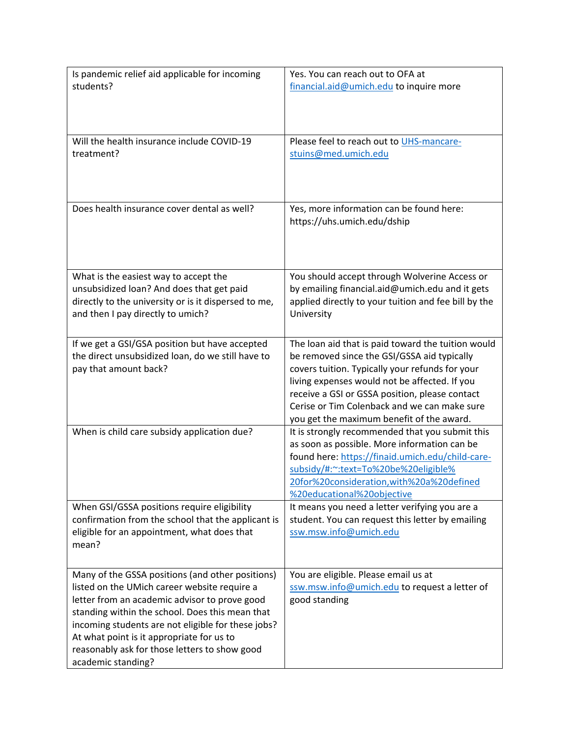| | |
|---|---|
| Is pandemic relief aid applicable for incoming students? | Yes. You can reach out to OFA at financial.aid@umich.edu to inquire more |
| Will the health insurance include COVID-19 treatment? | Please feel to reach out to UHS-mancare-stuins@med.umich.edu |
| Does health insurance cover dental as well? | Yes, more information can be found here: https://uhs.umich.edu/dship |
| What is the easiest way to accept the unsubsidized loan? And does that get paid directly to the university or is it dispersed to me, and then I pay directly to umich? | You should accept through Wolverine Access or by emailing financial.aid@umich.edu and it gets applied directly to your tuition and fee bill by the University |
| If we get a GSI/GSA position but have accepted the direct unsubsidized loan, do we still have to pay that amount back? | The loan aid that is paid toward the tuition would be removed since the GSI/GSSA aid typically covers tuition. Typically your refunds for your living expenses would not be affected. If you receive a GSI or GSSA position, please contact Cerise or Tim Colenback and we can make sure you get the maximum benefit of the award. |
| When is child care subsidy application due? | It is strongly recommended that you submit this as soon as possible. More information can be found here: https://finaid.umich.edu/child-care-subsidy/#:~:text=To%20be%20eligible%20for%20consideration,with%20a%20defined%20educational%20objective |
| When GSI/GSSA positions require eligibility confirmation from the school that the applicant is eligible for an appointment, what does that mean? | It means you need a letter verifying you are a student. You can request this letter by emailing ssw.msw.info@umich.edu |
| Many of the GSSA positions (and other positions) listed on the UMich career website require a letter from an academic advisor to prove good standing within the school. Does this mean that incoming students are not eligible for these jobs? At what point is it appropriate for us to reasonably ask for those letters to show good academic standing? | You are eligible. Please email us at ssw.msw.info@umich.edu to request a letter of good standing |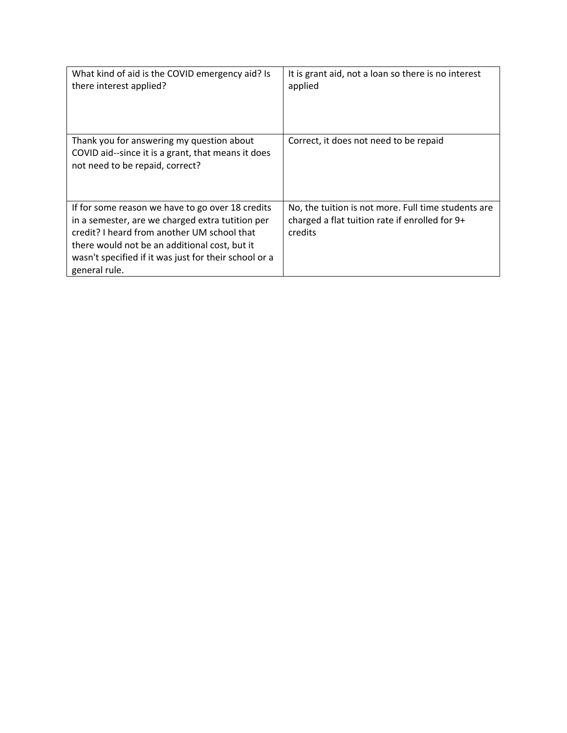| | |
|---|---|
| What kind of aid is the COVID emergency aid? Is there interest applied? | It is grant aid, not a loan so there is no interest applied |
| Thank you for answering my question about COVID aid--since it is a grant, that means it does not need to be repaid, correct? | Correct, it does not need to be repaid |
| If for some reason we have to go over 18 credits in a semester, are we charged extra tutition per credit? I heard from another UM school that there would not be an additional cost, but it wasn't specified if it was just for their school or a general rule. | No, the tuition is not more. Full time students are charged a flat tuition rate if enrolled for 9+ credits |